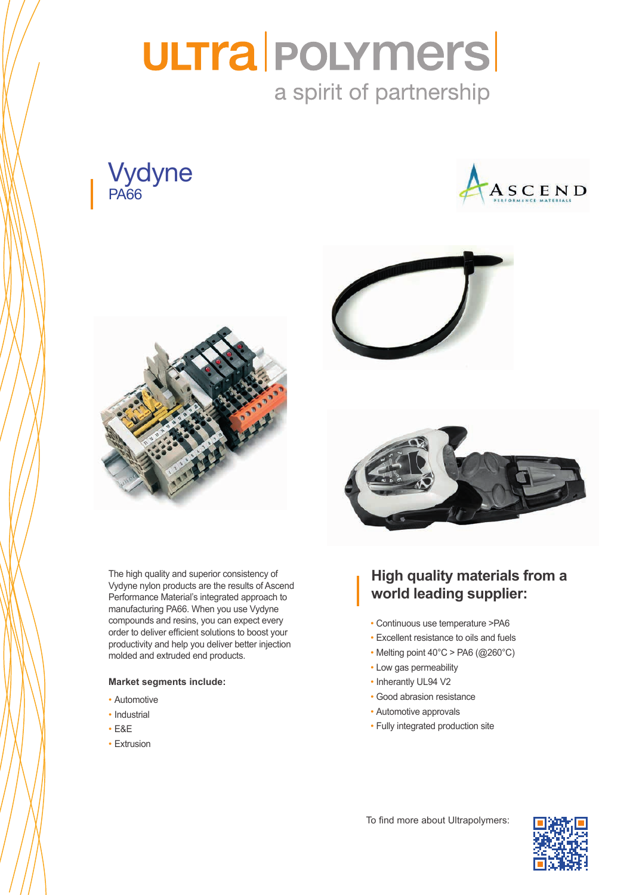# ULTRA POLYMERS

a spirit of partnership

## Vydyne
PA66

ASCEND PERFORMANCE MATERIALS

The high quality and superior consistency of Vydyne nylon products are the results of Ascend Performance Material's integrated approach to manufacturing PA66. When you use Vydyne compounds and resins, you can expect every order to deliver efficient solutions to boost your productivity and help you deliver better injection molded and extruded end products.

**Market segments include:**

- Automotive
- Industrial
- E&E
- Extrusion

## High quality materials from a world leading supplier:

- Continuous use temperature >PA6
- Excellent resistance to oils and fuels
- Melting point 40°C > PA6 (@260°C)
- Low gas permeability
- Inherantly UL94 V2
- Good abrasion resistance
- Automotive approvals
- Fully integrated production site

To find more about Ultrapolymers: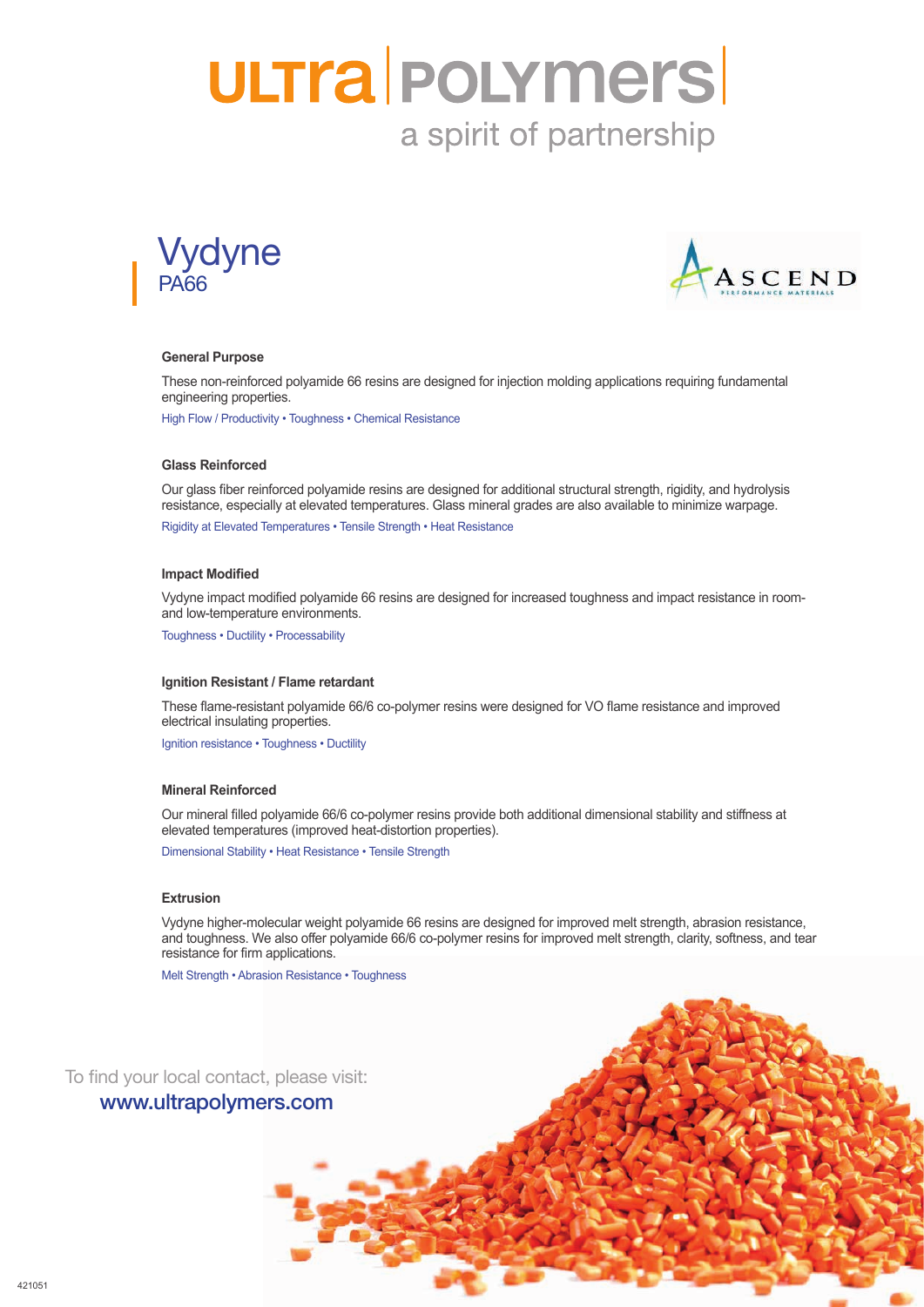# ULTRA POLYMERS

a spirit of partnership

## Vydyne
PA66

ASCEND PERFORMANCE MATERIALS

### General Purpose

These non-reinforced polyamide 66 resins are designed for injection molding applications requiring fundamental engineering properties.

High Flow / Productivity • Toughness • Chemical Resistance

### Glass Reinforced

Our glass fiber reinforced polyamide resins are designed for additional structural strength, rigidity, and hydrolysis resistance, especially at elevated temperatures. Glass mineral grades are also available to minimize warpage.

Rigidity at Elevated Temperatures • Tensile Strength • Heat Resistance

### Impact Modified

Vydyne impact modified polyamide 66 resins are designed for increased toughness and impact resistance in room- and low-temperature environments.

Toughness • Ductility • Processability

### Ignition Resistant / Flame retardant

These flame-resistant polyamide 66/6 co-polymer resins were designed for VO flame resistance and improved electrical insulating properties.

Ignition resistance • Toughness • Ductility

### Mineral Reinforced

Our mineral filled polyamide 66/6 co-polymer resins provide both additional dimensional stability and stiffness at elevated temperatures (improved heat-distortion properties).

Dimensional Stability • Heat Resistance • Tensile Strength

### Extrusion

Vydyne higher-molecular weight polyamide 66 resins are designed for improved melt strength, abrasion resistance, and toughness. We also offer polyamide 66/6 co-polymer resins for improved melt strength, clarity, softness, and tear resistance for firm applications.

Melt Strength • Abrasion Resistance • Toughness

To find your local contact, please visit:
**www.ultrapolymers.com**

421051